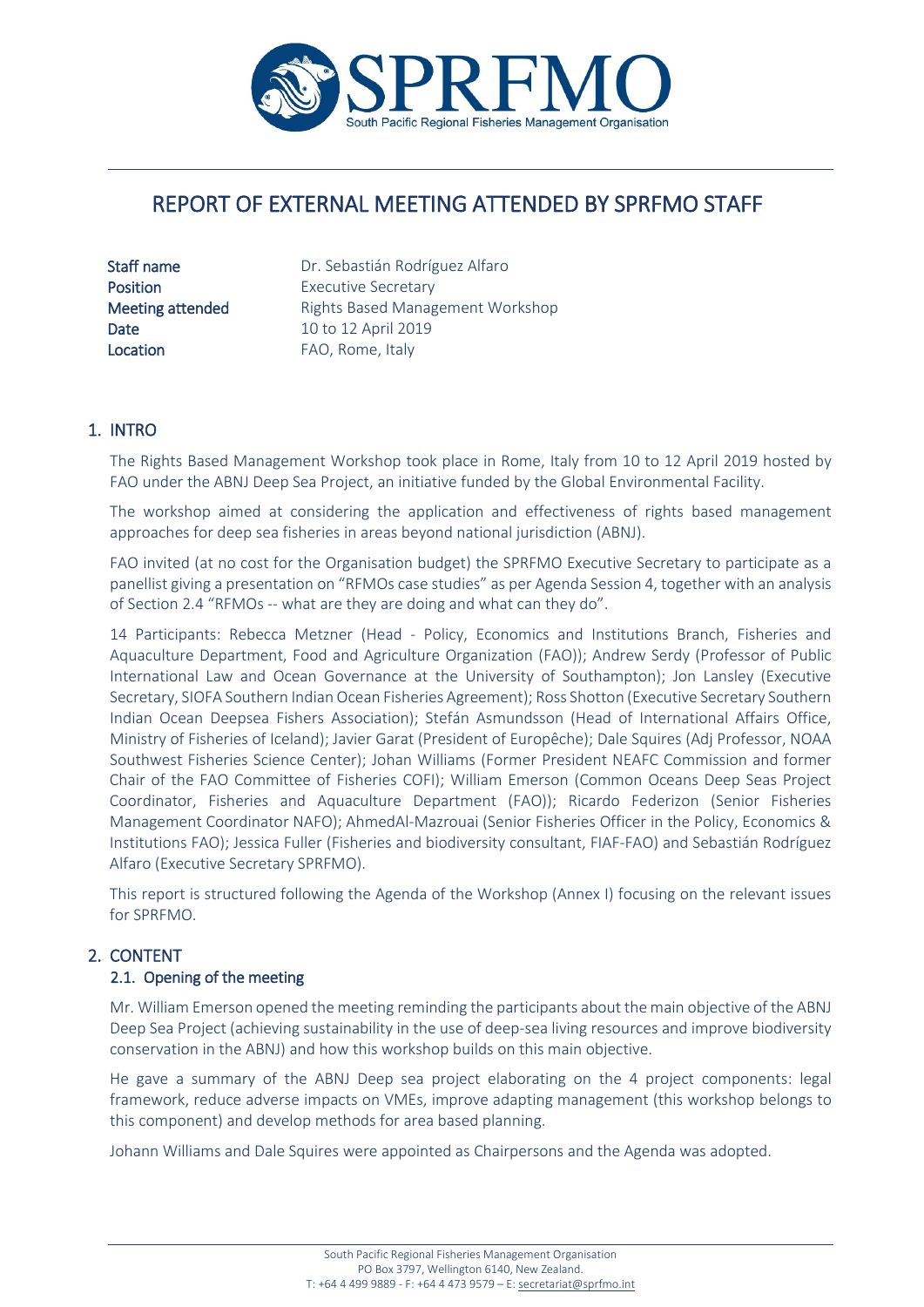# REPORT OF EXTERNAL MEETING ATTENDED BY SPRFMO STAFF

| | |
|---|---|
| **Staff name** | Dr. Sebastián Rodríguez Alfaro |
| **Position** | Executive Secretary |
| **Meeting attended** | Rights Based Management Workshop |
| **Date** | 10 to 12 April 2019 |
| **Location** | FAO, Rome, Italy |

## 1. INTRO

The Rights Based Management Workshop took place in Rome, Italy from 10 to 12 April 2019 hosted by FAO under the ABNJ Deep Sea Project, an initiative funded by the Global Environmental Facility.

The workshop aimed at considering the application and effectiveness of rights based management approaches for deep sea fisheries in areas beyond national jurisdiction (ABNJ).

FAO invited (at no cost for the Organisation budget) the SPRFMO Executive Secretary to participate as a panellist giving a presentation on "RFMOs case studies" as per Agenda Session 4, together with an analysis of Section 2.4 "RFMOs -- what are they are doing and what can they do".

14 Participants: Rebecca Metzner (Head - Policy, Economics and Institutions Branch, Fisheries and Aquaculture Department, Food and Agriculture Organization (FAO)); Andrew Serdy (Professor of Public International Law and Ocean Governance at the University of Southampton); Jon Lansley (Executive Secretary, SIOFA Southern Indian Ocean Fisheries Agreement); Ross Shotton (Executive Secretary Southern Indian Ocean Deepsea Fishers Association); Stefán Asmundsson (Head of International Affairs Office, Ministry of Fisheries of Iceland); Javier Garat (President of Europêche); Dale Squires (Adj Professor, NOAA Southwest Fisheries Science Center); Johan Williams (Former President NEAFC Commission and former Chair of the FAO Committee of Fisheries COFI); William Emerson (Common Oceans Deep Seas Project Coordinator, Fisheries and Aquaculture Department (FAO)); Ricardo Federizon (Senior Fisheries Management Coordinator NAFO); AhmedAl-Mazrouai (Senior Fisheries Officer in the Policy, Economics & Institutions FAO); Jessica Fuller (Fisheries and biodiversity consultant, FIAF-FAO) and Sebastián Rodríguez Alfaro (Executive Secretary SPRFMO).

This report is structured following the Agenda of the Workshop (Annex I) focusing on the relevant issues for SPRFMO.

## 2. CONTENT

### 2.1. Opening of the meeting

Mr. William Emerson opened the meeting reminding the participants about the main objective of the ABNJ Deep Sea Project (achieving sustainability in the use of deep-sea living resources and improve biodiversity conservation in the ABNJ) and how this workshop builds on this main objective.

He gave a summary of the ABNJ Deep sea project elaborating on the 4 project components: legal framework, reduce adverse impacts on VMEs, improve adapting management (this workshop belongs to this component) and develop methods for area based planning.

Johann Williams and Dale Squires were appointed as Chairpersons and the Agenda was adopted.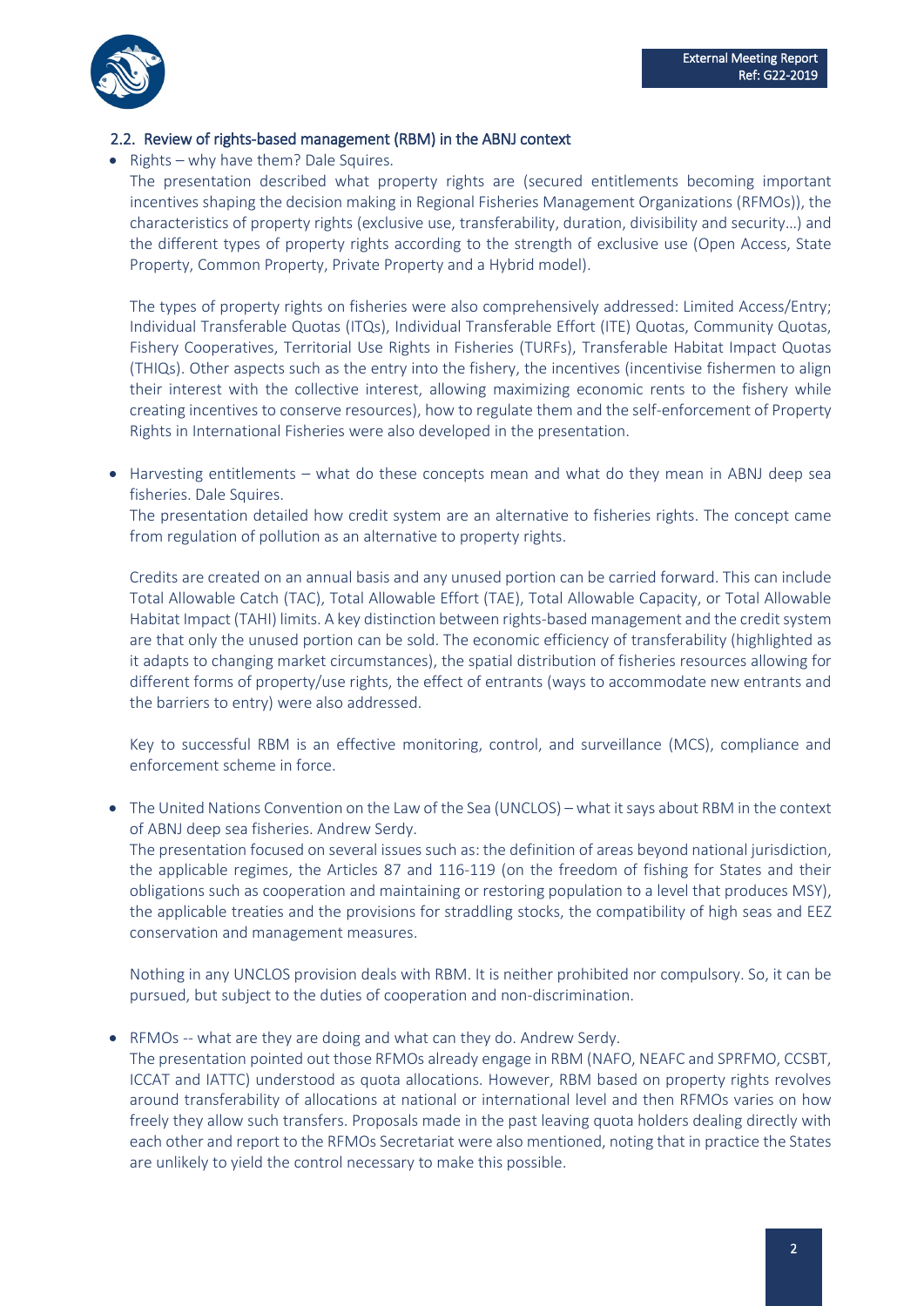## 2.2. Review of rights-based management (RBM) in the ABNJ context

- Rights – why have them? Dale Squires.

  The presentation described what property rights are (secured entitlements becoming important incentives shaping the decision making in Regional Fisheries Management Organizations (RFMOs)), the characteristics of property rights (exclusive use, transferability, duration, divisibility and security…) and the different types of property rights according to the strength of exclusive use (Open Access, State Property, Common Property, Private Property and a Hybrid model).

  The types of property rights on fisheries were also comprehensively addressed: Limited Access/Entry; Individual Transferable Quotas (ITQs), Individual Transferable Effort (ITE) Quotas, Community Quotas, Fishery Cooperatives, Territorial Use Rights in Fisheries (TURFs), Transferable Habitat Impact Quotas (THIQs). Other aspects such as the entry into the fishery, the incentives (incentivise fishermen to align their interest with the collective interest, allowing maximizing economic rents to the fishery while creating incentives to conserve resources), how to regulate them and the self-enforcement of Property Rights in International Fisheries were also developed in the presentation.

- Harvesting entitlements – what do these concepts mean and what do they mean in ABNJ deep sea fisheries. Dale Squires.

  The presentation detailed how credit system are an alternative to fisheries rights. The concept came from regulation of pollution as an alternative to property rights.

  Credits are created on an annual basis and any unused portion can be carried forward. This can include Total Allowable Catch (TAC), Total Allowable Effort (TAE), Total Allowable Capacity, or Total Allowable Habitat Impact (TAHI) limits. A key distinction between rights-based management and the credit system are that only the unused portion can be sold. The economic efficiency of transferability (highlighted as it adapts to changing market circumstances), the spatial distribution of fisheries resources allowing for different forms of property/use rights, the effect of entrants (ways to accommodate new entrants and the barriers to entry) were also addressed.

  Key to successful RBM is an effective monitoring, control, and surveillance (MCS), compliance and enforcement scheme in force.

- The United Nations Convention on the Law of the Sea (UNCLOS) – what it says about RBM in the context of ABNJ deep sea fisheries. Andrew Serdy.

  The presentation focused on several issues such as: the definition of areas beyond national jurisdiction, the applicable regimes, the Articles 87 and 116-119 (on the freedom of fishing for States and their obligations such as cooperation and maintaining or restoring population to a level that produces MSY), the applicable treaties and the provisions for straddling stocks, the compatibility of high seas and EEZ conservation and management measures.

  Nothing in any UNCLOS provision deals with RBM. It is neither prohibited nor compulsory. So, it can be pursued, but subject to the duties of cooperation and non-discrimination.

- RFMOs -- what are they are doing and what can they do. Andrew Serdy.

  The presentation pointed out those RFMOs already engage in RBM (NAFO, NEAFC and SPRFMO, CCSBT, ICCAT and IATTC) understood as quota allocations. However, RBM based on property rights revolves around transferability of allocations at national or international level and then RFMOs varies on how freely they allow such transfers. Proposals made in the past leaving quota holders dealing directly with each other and report to the RFMOs Secretariat were also mentioned, noting that in practice the States are unlikely to yield the control necessary to make this possible.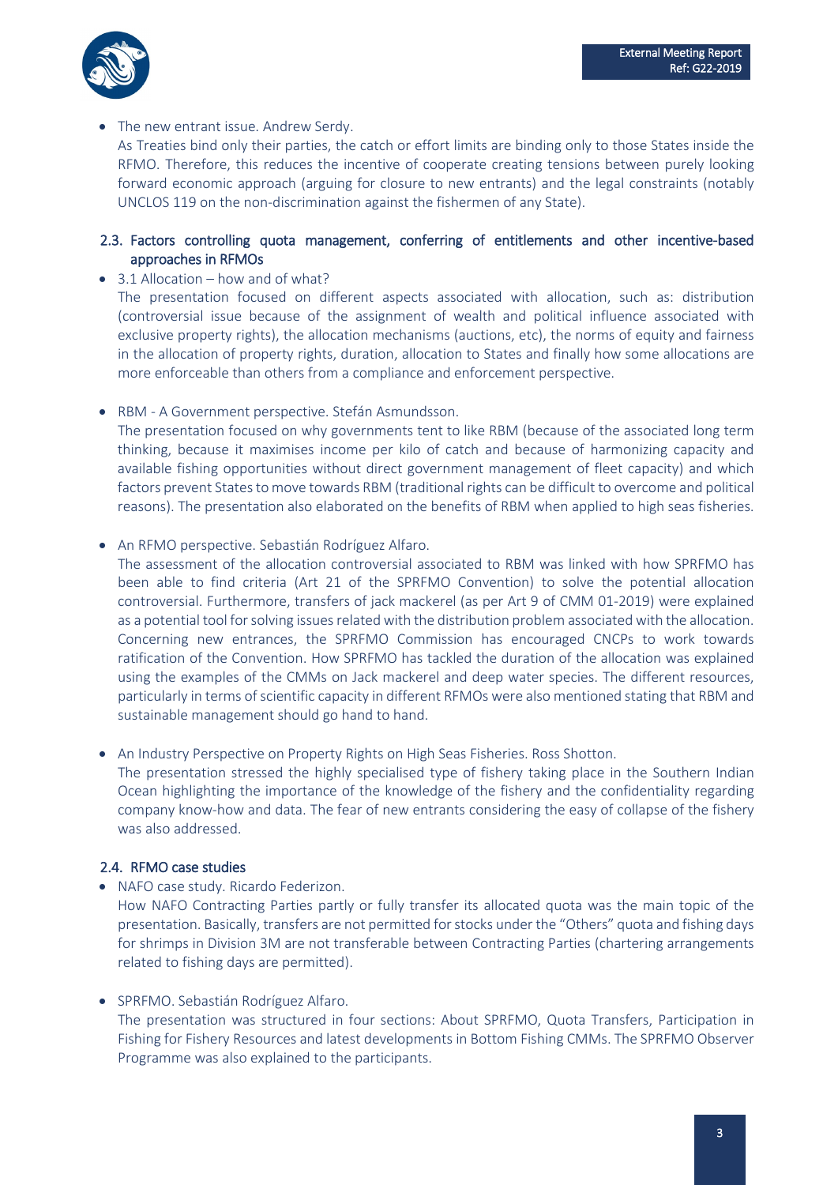- The new entrant issue. Andrew Serdy.
  As Treaties bind only their parties, the catch or effort limits are binding only to those States inside the RFMO. Therefore, this reduces the incentive of cooperate creating tensions between purely looking forward economic approach (arguing for closure to new entrants) and the legal constraints (notably UNCLOS 119 on the non-discrimination against the fishermen of any State).

### 2.3. Factors controlling quota management, conferring of entitlements and other incentive-based approaches in RFMOs

- 3.1 Allocation – how and of what?
  The presentation focused on different aspects associated with allocation, such as: distribution (controversial issue because of the assignment of wealth and political influence associated with exclusive property rights), the allocation mechanisms (auctions, etc), the norms of equity and fairness in the allocation of property rights, duration, allocation to States and finally how some allocations are more enforceable than others from a compliance and enforcement perspective.

- RBM - A Government perspective. Stefán Asmundsson.
  The presentation focused on why governments tent to like RBM (because of the associated long term thinking, because it maximises income per kilo of catch and because of harmonizing capacity and available fishing opportunities without direct government management of fleet capacity) and which factors prevent States to move towards RBM (traditional rights can be difficult to overcome and political reasons). The presentation also elaborated on the benefits of RBM when applied to high seas fisheries.

- An RFMO perspective. Sebastián Rodríguez Alfaro.
  The assessment of the allocation controversial associated to RBM was linked with how SPRFMO has been able to find criteria (Art 21 of the SPRFMO Convention) to solve the potential allocation controversial. Furthermore, transfers of jack mackerel (as per Art 9 of CMM 01-2019) were explained as a potential tool for solving issues related with the distribution problem associated with the allocation. Concerning new entrances, the SPRFMO Commission has encouraged CNCPs to work towards ratification of the Convention. How SPRFMO has tackled the duration of the allocation was explained using the examples of the CMMs on Jack mackerel and deep water species. The different resources, particularly in terms of scientific capacity in different RFMOs were also mentioned stating that RBM and sustainable management should go hand to hand.

- An Industry Perspective on Property Rights on High Seas Fisheries. Ross Shotton.
  The presentation stressed the highly specialised type of fishery taking place in the Southern Indian Ocean highlighting the importance of the knowledge of the fishery and the confidentiality regarding company know-how and data. The fear of new entrants considering the easy of collapse of the fishery was also addressed.

### 2.4. RFMO case studies

- NAFO case study. Ricardo Federizon.
  How NAFO Contracting Parties partly or fully transfer its allocated quota was the main topic of the presentation. Basically, transfers are not permitted for stocks under the "Others" quota and fishing days for shrimps in Division 3M are not transferable between Contracting Parties (chartering arrangements related to fishing days are permitted).

- SPRFMO. Sebastián Rodríguez Alfaro.
  The presentation was structured in four sections: About SPRFMO, Quota Transfers, Participation in Fishing for Fishery Resources and latest developments in Bottom Fishing CMMs. The SPRFMO Observer Programme was also explained to the participants.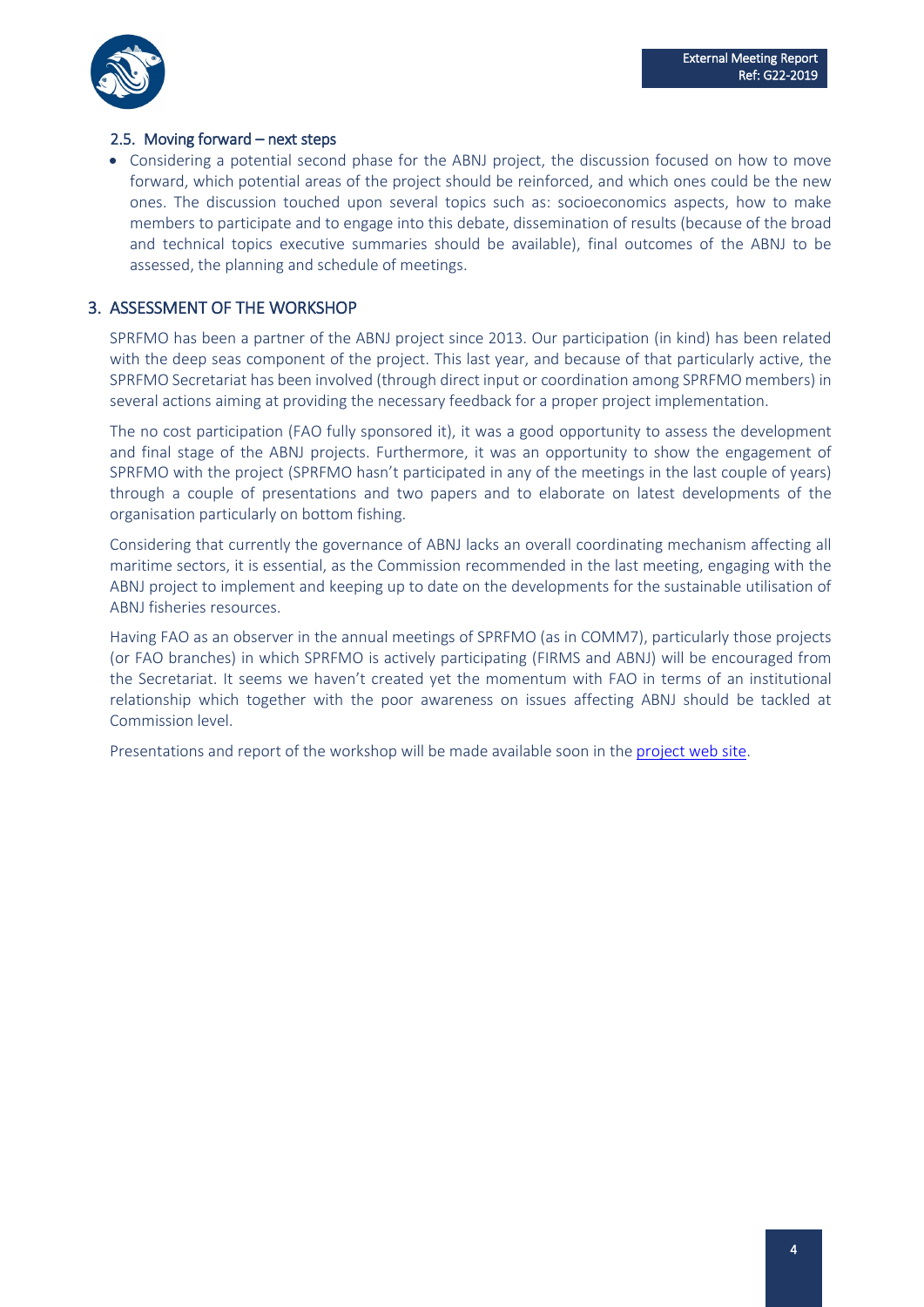### 2.5. Moving forward – next steps

- Considering a potential second phase for the ABNJ project, the discussion focused on how to move forward, which potential areas of the project should be reinforced, and which ones could be the new ones. The discussion touched upon several topics such as: socioeconomics aspects, how to make members to participate and to engage into this debate, dissemination of results (because of the broad and technical topics executive summaries should be available), final outcomes of the ABNJ to be assessed, the planning and schedule of meetings.

## 3. ASSESSMENT OF THE WORKSHOP

SPRFMO has been a partner of the ABNJ project since 2013. Our participation (in kind) has been related with the deep seas component of the project. This last year, and because of that particularly active, the SPRFMO Secretariat has been involved (through direct input or coordination among SPRFMO members) in several actions aiming at providing the necessary feedback for a proper project implementation.

The no cost participation (FAO fully sponsored it), it was a good opportunity to assess the development and final stage of the ABNJ projects. Furthermore, it was an opportunity to show the engagement of SPRFMO with the project (SPRFMO hasn't participated in any of the meetings in the last couple of years) through a couple of presentations and two papers and to elaborate on latest developments of the organisation particularly on bottom fishing.

Considering that currently the governance of ABNJ lacks an overall coordinating mechanism affecting all maritime sectors, it is essential, as the Commission recommended in the last meeting, engaging with the ABNJ project to implement and keeping up to date on the developments for the sustainable utilisation of ABNJ fisheries resources.

Having FAO as an observer in the annual meetings of SPRFMO (as in COMM7), particularly those projects (or FAO branches) in which SPRFMO is actively participating (FIRMS and ABNJ) will be encouraged from the Secretariat. It seems we haven't created yet the momentum with FAO in terms of an institutional relationship which together with the poor awareness on issues affecting ABNJ should be tackled at Commission level.

Presentations and report of the workshop will be made available soon in the project web site.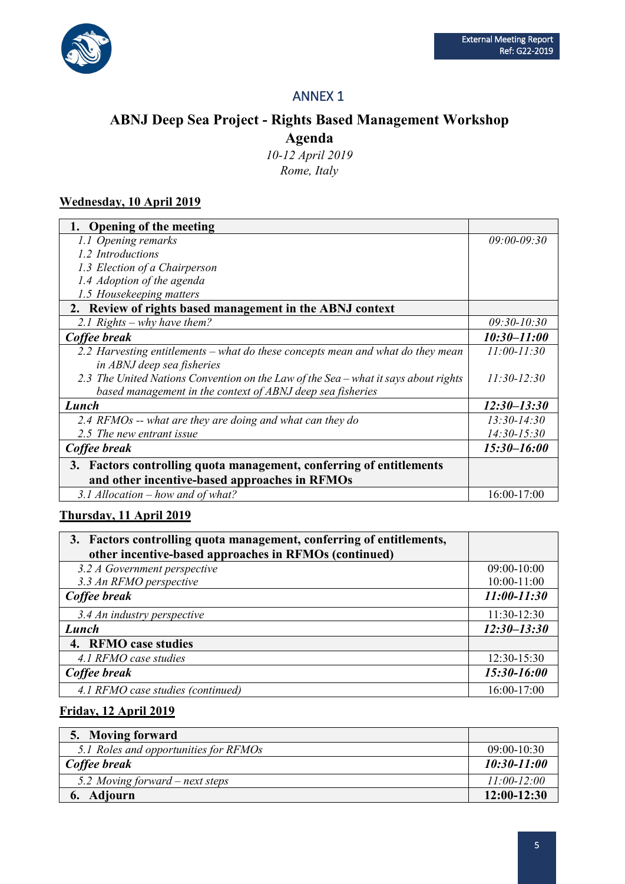# ANNEX 1

## ABNJ Deep Sea Project - Rights Based Management Workshop
## Agenda

*10-12 April 2019*
*Rome, Italy*

**Wednesday, 10 April 2019**

| | |
|---|---|
| **1. Opening of the meeting** | |
| *1.1 Opening remarks*<br>*1.2 Introductions*<br>*1.3 Election of a Chairperson*<br>*1.4 Adoption of the agenda*<br>*1.5 Housekeeping matters* | *09:00-09:30* |
| **2. Review of rights based management in the ABNJ context** | |
| *2.1 Rights – why have them?* | *09:30-10:30* |
| ***Coffee break*** | ***10:30–11:00*** |
| *2.2 Harvesting entitlements – what do these concepts mean and what do they mean in ABNJ deep sea fisheries* | *11:00-11:30* |
| *2.3 The United Nations Convention on the Law of the Sea – what it says about rights based management in the context of ABNJ deep sea fisheries* | *11:30-12:30* |
| ***Lunch*** | ***12:30–13:30*** |
| *2.4 RFMOs -- what are they are doing and what can they do* | *13:30-14:30* |
| *2.5 The new entrant issue* | *14:30-15:30* |
| ***Coffee break*** | ***15:30–16:00*** |
| **3. Factors controlling quota management, conferring of entitlements and other incentive-based approaches in RFMOs** | |
| *3.1 Allocation – how and of what?* | 16:00-17:00 |

**Thursday, 11 April 2019**

| | |
|---|---|
| **3. Factors controlling quota management, conferring of entitlements, other incentive-based approaches in RFMOs (continued)** | |
| *3.2 A Government perspective* | 09:00-10:00 |
| *3.3 An RFMO perspective* | 10:00-11:00 |
| ***Coffee break*** | ***11:00-11:30*** |
| *3.4 An industry perspective* | 11:30-12:30 |
| ***Lunch*** | ***12:30–13:30*** |
| **4. RFMO case studies** | |
| *4.1 RFMO case studies* | 12:30-15:30 |
| ***Coffee break*** | ***15:30-16:00*** |
| *4.1 RFMO case studies (continued)* | 16:00-17:00 |

**Friday, 12 April 2019**

| | |
|---|---|
| **5. Moving forward** | |
| *5.1 Roles and opportunities for RFMOs* | 09:00-10:30 |
| ***Coffee break*** | ***10:30-11:00*** |
| *5.2 Moving forward – next steps* | *11:00-12:00* |
| **6. Adjourn** | **12:00-12:30** |